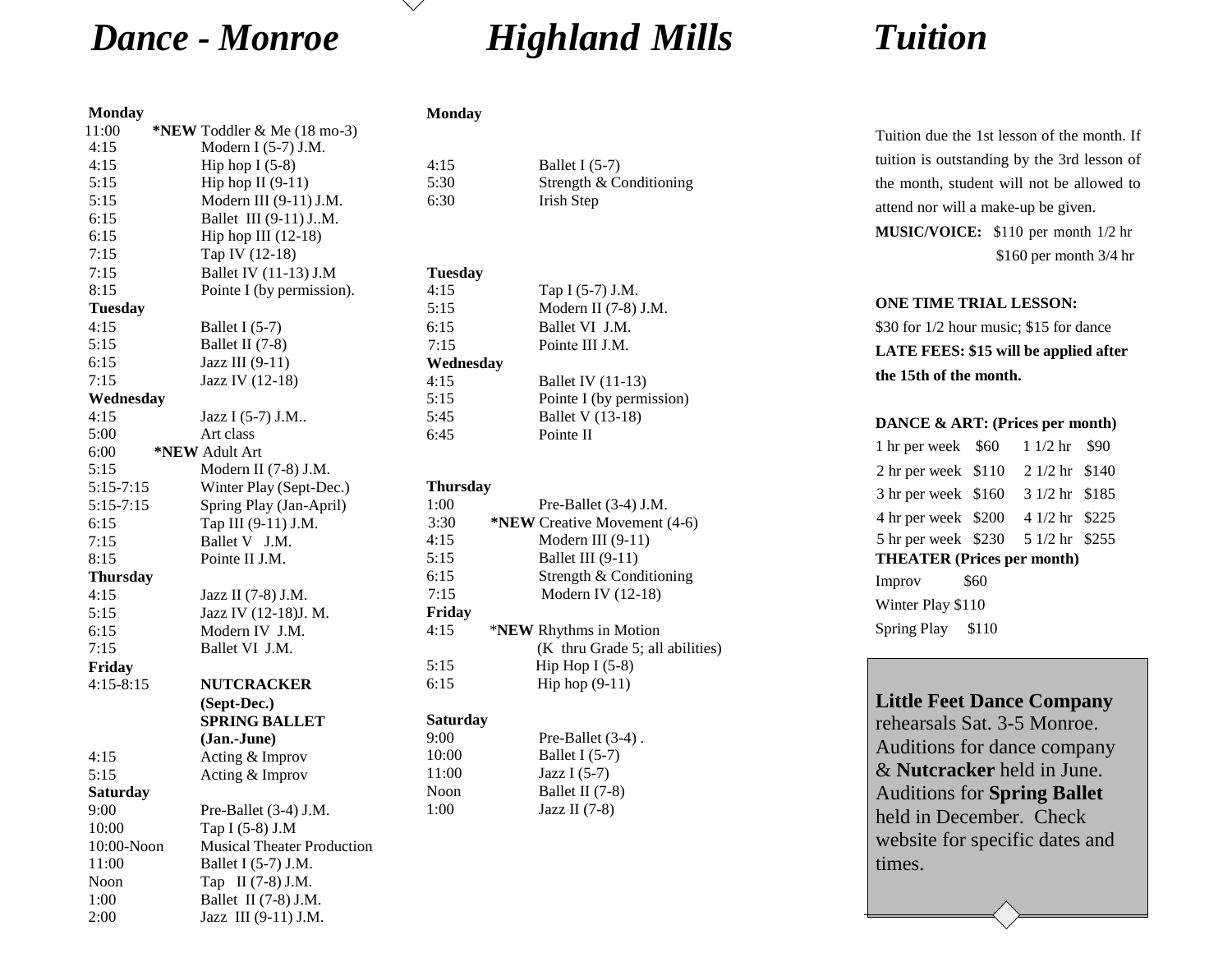# Dance - Monroe

**Monday**

| Time | Class |
|---|---|
| 11:00 | **\*NEW** Toddler & Me (18 mo-3) |
| 4:15 | Modern I (5-7) J.M. |
| 4:15 | Hip hop I (5-8) |
| 5:15 | Hip hop II (9-11) |
| 5:15 | Modern III (9-11) J.M. |
| 6:15 | Ballet III (9-11) J..M. |
| 6:15 | Hip hop III (12-18) |
| 7:15 | Tap IV (12-18) |
| 7:15 | Ballet IV (11-13) J.M |
| 8:15 | Pointe I (by permission). |

**Tuesday**

| Time | Class |
|---|---|
| 4:15 | Ballet I (5-7) |
| 5:15 | Ballet II (7-8) |
| 6:15 | Jazz III (9-11) |
| 7:15 | Jazz IV (12-18) |

**Wednesday**

| Time | Class |
|---|---|
| 4:15 | Jazz I (5-7) J.M.. |
| 5:00 | Art class |
| 6:00 | **\*NEW** Adult Art |
| 5:15 | Modern II (7-8) J.M. |
| 5:15-7:15 | Winter Play (Sept-Dec.) |
| 5:15-7:15 | Spring Play (Jan-April) |
| 6:15 | Tap III (9-11) J.M. |
| 7:15 | Ballet V J.M. |
| 8:15 | Pointe II J.M. |

**Thursday**

| Time | Class |
|---|---|
| 4:15 | Jazz II (7-8) J.M. |
| 5:15 | Jazz IV (12-18)J. M. |
| 6:15 | Modern IV J.M. |
| 7:15 | Ballet VI J.M. |

**Friday**

| Time | Class |
|---|---|
| 4:15-8:15 | **NUTCRACKER (Sept-Dec.) SPRING BALLET (Jan.-June)** |
| 4:15 | Acting & Improv |
| 5:15 | Acting & Improv |

**Saturday**

| Time | Class |
|---|---|
| 9:00 | Pre-Ballet (3-4) J.M. |
| 10:00 | Tap I (5-8) J.M |
| 10:00-Noon | Musical Theater Production |
| 11:00 | Ballet I (5-7) J.M. |
| Noon | Tap II (7-8) J.M. |
| 1:00 | Ballet II (7-8) J.M. |
| 2:00 | Jazz III (9-11) J.M. |

# Highland Mills

**Monday**

| Time | Class |
|---|---|
| 4:15 | Ballet I (5-7) |
| 5:30 | Strength & Conditioning |
| 6:30 | Irish Step |

**Tuesday**

| Time | Class |
|---|---|
| 4:15 | Tap I (5-7) J.M. |
| 5:15 | Modern II (7-8) J.M. |
| 6:15 | Ballet VI J.M. |
| 7:15 | Pointe III J.M. |

**Wednesday**

| Time | Class |
|---|---|
| 4:15 | Ballet IV (11-13) |
| 5:15 | Pointe I (by permission) |
| 5:45 | Ballet V (13-18) |
| 6:45 | Pointe II |

**Thursday**

| Time | Class |
|---|---|
| 1:00 | Pre-Ballet (3-4) J.M. |
| 3:30 | **\*NEW** Creative Movement (4-6) |
| 4:15 | Modern III (9-11) |
| 5:15 | Ballet III (9-11) |
| 6:15 | Strength & Conditioning |
| 7:15 | Modern IV (12-18) |

**Friday**

| Time | Class |
|---|---|
| 4:15 | \***NEW** Rhythms in Motion (K thru Grade 5; all abilities) |
| 5:15 | Hip Hop I (5-8) |
| 6:15 | Hip hop (9-11) |

**Saturday**

| Time | Class |
|---|---|
| 9:00 | Pre-Ballet (3-4) . |
| 10:00 | Ballet I (5-7) |
| 11:00 | Jazz I (5-7) |
| Noon | Ballet II (7-8) |
| 1:00 | Jazz II (7-8) |

# Tuition

Tuition due the 1st lesson of the month. If tuition is outstanding by the 3rd lesson of the month, student will not be allowed to attend nor will a make-up be given.

**MUSIC/VOICE:** $110 per month 1/2 hr
$160 per month 3/4 hr

**ONE TIME TRIAL LESSON:**
$30 for 1/2 hour music; $15 for dance

**LATE FEES: $15 will be applied after the 15th of the month.**

**DANCE & ART: (Prices per month)**

| Hours | Price | Hours | Price |
|---|---|---|---|
| 1 hr per week | $60 | 1 1/2 hr | $90 |
| 2 hr per week | $110 | 2 1/2 hr | $140 |
| 3 hr per week | $160 | 3 1/2 hr | $185 |
| 4 hr per week | $200 | 4 1/2 hr | $225 |
| 5 hr per week | $230 | 5 1/2 hr | $255 |

**THEATER (Prices per month)**

| Class | Price |
|---|---|
| Improv | $60 |
| Winter Play | $110 |
| Spring Play | $110 |

**Little Feet Dance Company** rehearsals Sat. 3-5 Monroe. Auditions for dance company & **Nutcracker** held in June. Auditions for **Spring Ballet** held in December. Check website for specific dates and times.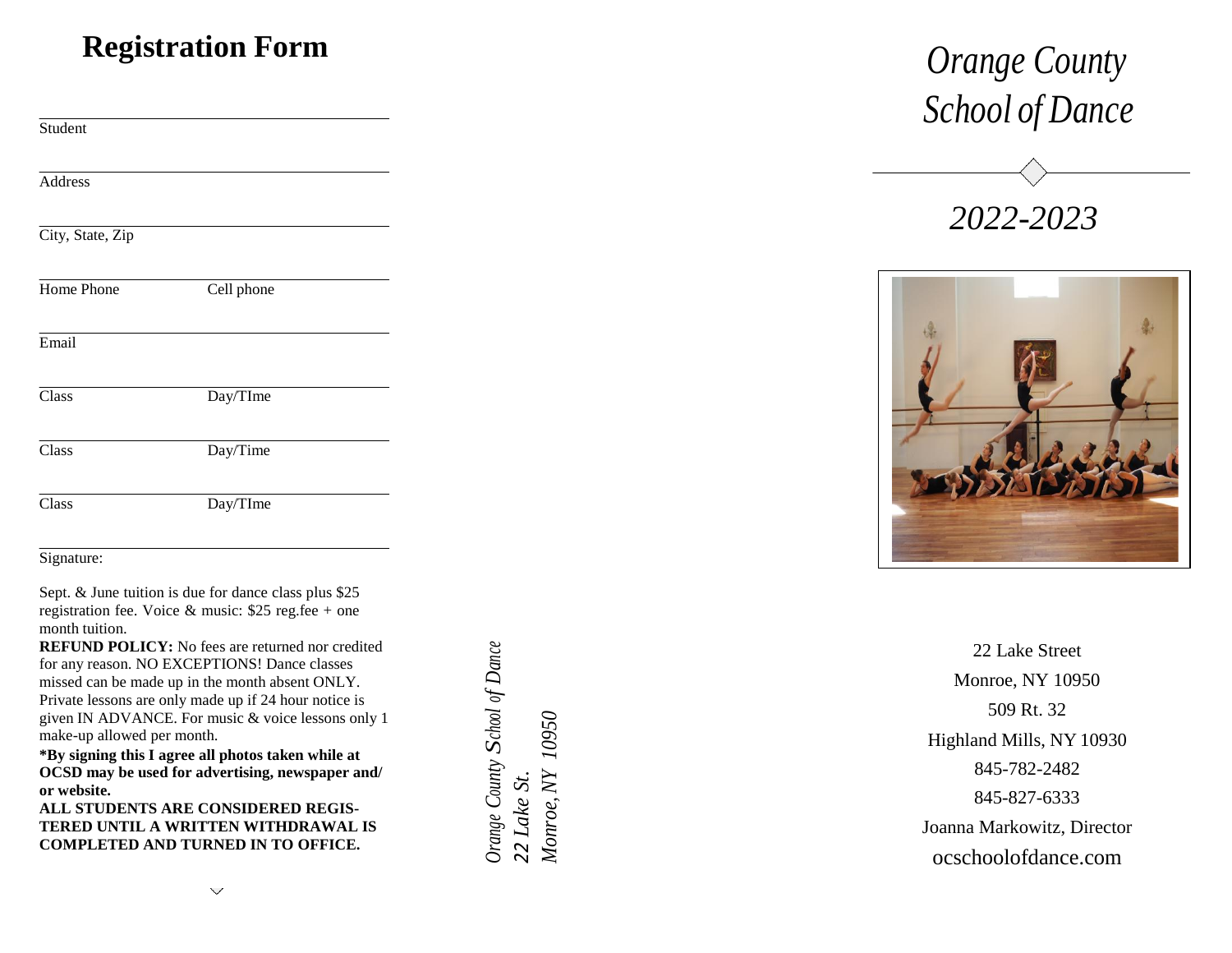# Registration Form

Student

Address

City, State, Zip

Home Phone Cell phone

Email

Class Day/TIme

Class Day/Time

Class Day/TIme

Signature:

Sept. & June tuition is due for dance class plus $25 registration fee. Voice & music: $25 reg.fee + one month tuition.

**REFUND POLICY:** No fees are returned nor credited for any reason. NO EXCEPTIONS! Dance classes missed can be made up in the month absent ONLY. Private lessons are only made up if 24 hour notice is given IN ADVANCE. For music & voice lessons only 1 make-up allowed per month.

**\*By signing this I agree all photos taken while at OCSD may be used for advertising, newspaper and/ or website.**

**ALL STUDENTS ARE CONSIDERED REGIS-TERED UNTIL A WRITTEN WITHDRAWAL IS COMPLETED AND TURNED IN TO OFFICE.**

*Orange County School of Dance*
*22 Lake St.*
*Monroe, NY 10950*

# *Orange County School of Dance*

## *2022-2023*

22 Lake Street
Monroe, NY 10950
509 Rt. 32
Highland Mills, NY 10930
845-782-2482
845-827-6333
Joanna Markowitz, Director
ocschoolofdance.com